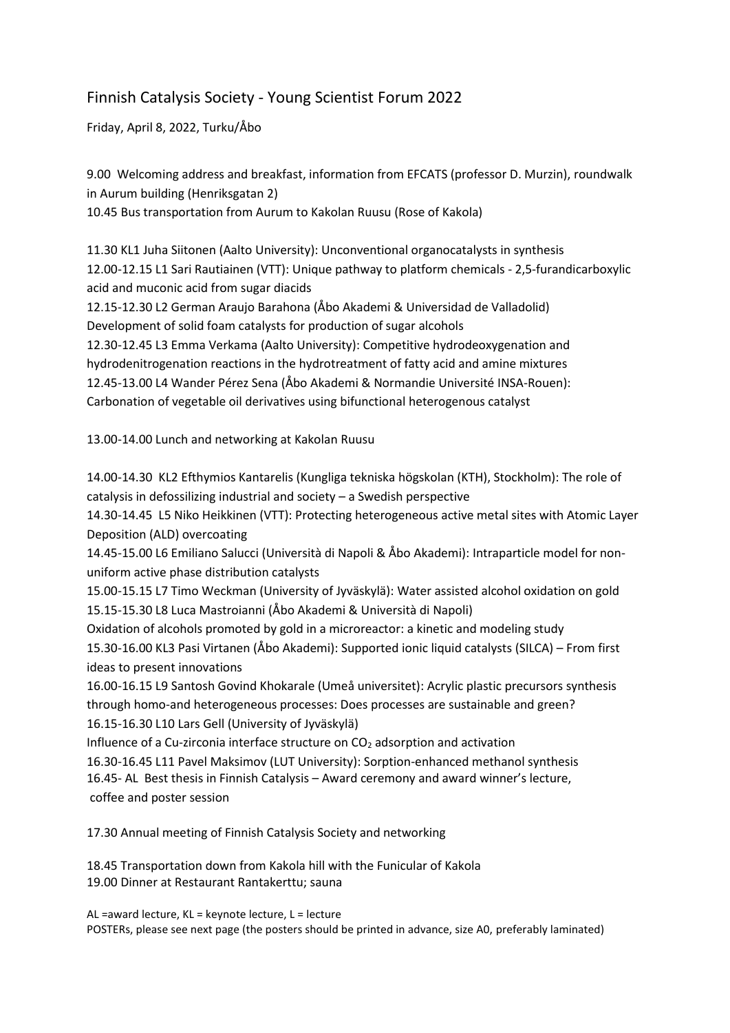# Finnish Catalysis Society - Young Scientist Forum 2022

Friday, April 8, 2022, Turku/Åbo

9.00 Welcoming address and breakfast, information from EFCATS (professor D. Murzin), roundwalk in Aurum building (Henriksgatan 2)
10.45 Bus transportation from Aurum to Kakolan Ruusu (Rose of Kakola)

11.30 KL1 Juha Siitonen (Aalto University): Unconventional organocatalysts in synthesis
12.00-12.15 L1 Sari Rautiainen (VTT): Unique pathway to platform chemicals - 2,5-furandicarboxylic acid and muconic acid from sugar diacids
12.15-12.30 L2 German Araujo Barahona (Åbo Akademi & Universidad de Valladolid) Development of solid foam catalysts for production of sugar alcohols
12.30-12.45 L3 Emma Verkama (Aalto University): Competitive hydrodeoxygenation and hydrodenitrogenation reactions in the hydrotreatment of fatty acid and amine mixtures
12.45-13.00 L4 Wander Pérez Sena (Åbo Akademi & Normandie Université INSA-Rouen): Carbonation of vegetable oil derivatives using bifunctional heterogenous catalyst

13.00-14.00 Lunch and networking at Kakolan Ruusu

14.00-14.30 KL2 Efthymios Kantarelis (Kungliga tekniska högskolan (KTH), Stockholm): The role of catalysis in defossilizing industrial and society – a Swedish perspective
14.30-14.45 L5 Niko Heikkinen (VTT): Protecting heterogeneous active metal sites with Atomic Layer Deposition (ALD) overcoating
14.45-15.00 L6 Emiliano Salucci (Università di Napoli & Åbo Akademi): Intraparticle model for non-uniform active phase distribution catalysts
15.00-15.15 L7 Timo Weckman (University of Jyväskylä): Water assisted alcohol oxidation on gold
15.15-15.30 L8 Luca Mastroianni (Åbo Akademi & Università di Napoli) Oxidation of alcohols promoted by gold in a microreactor: a kinetic and modeling study
15.30-16.00 KL3 Pasi Virtanen (Åbo Akademi): Supported ionic liquid catalysts (SILCA) – From first ideas to present innovations
16.00-16.15 L9 Santosh Govind Khokarale (Umeå universitet): Acrylic plastic precursors synthesis through homo-and heterogeneous processes: Does processes are sustainable and green?
16.15-16.30 L10 Lars Gell (University of Jyväskylä) Influence of a Cu-zirconia interface structure on $CO_2$ adsorption and activation
16.30-16.45 L11 Pavel Maksimov (LUT University): Sorption-enhanced methanol synthesis
16.45- AL Best thesis in Finnish Catalysis – Award ceremony and award winner's lecture, coffee and poster session

17.30 Annual meeting of Finnish Catalysis Society and networking

18.45 Transportation down from Kakola hill with the Funicular of Kakola
19.00 Dinner at Restaurant Rantakerttu; sauna

AL =award lecture, KL = keynote lecture, L = lecture
POSTERs, please see next page (the posters should be printed in advance, size A0, preferably laminated)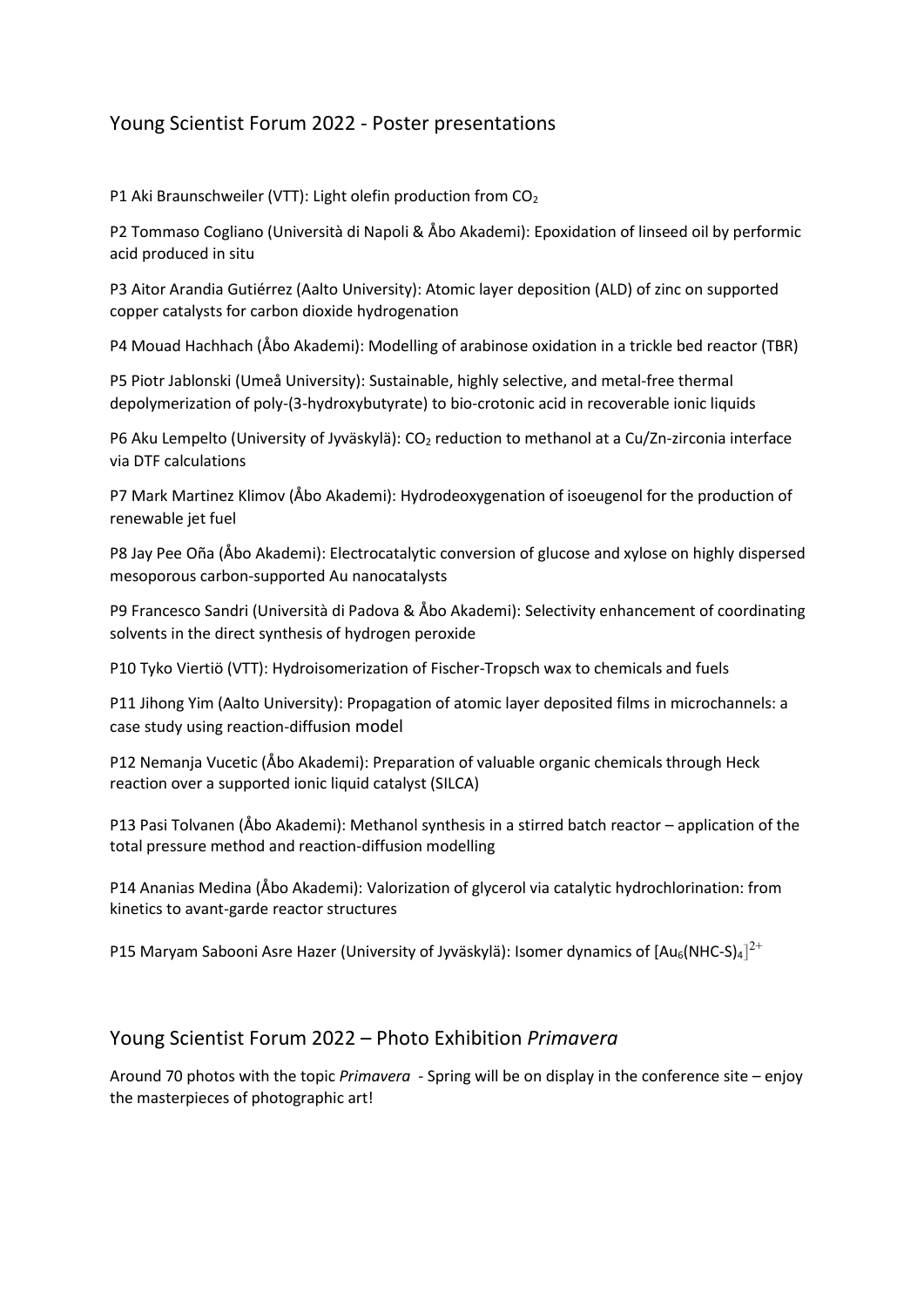## Young Scientist Forum 2022 - Poster presentations

P1 Aki Braunschweiler (VTT): Light olefin production from $CO_2$

P2 Tommaso Cogliano (Università di Napoli & Åbo Akademi): Epoxidation of linseed oil by performic acid produced in situ

P3 Aitor Arandia Gutiérrez (Aalto University): Atomic layer deposition (ALD) of zinc on supported copper catalysts for carbon dioxide hydrogenation

P4 Mouad Hachhach (Åbo Akademi): Modelling of arabinose oxidation in a trickle bed reactor (TBR)

P5 Piotr Jablonski (Umeå University): Sustainable, highly selective, and metal-free thermal depolymerization of poly-(3-hydroxybutyrate) to bio-crotonic acid in recoverable ionic liquids

P6 Aku Lempelto (University of Jyväskylä): $CO_2$ reduction to methanol at a Cu/Zn-zirconia interface via DTF calculations

P7 Mark Martinez Klimov (Åbo Akademi): Hydrodeoxygenation of isoeugenol for the production of renewable jet fuel

P8 Jay Pee Oña (Åbo Akademi): Electrocatalytic conversion of glucose and xylose on highly dispersed mesoporous carbon-supported Au nanocatalysts

P9 Francesco Sandri (Università di Padova & Åbo Akademi): Selectivity enhancement of coordinating solvents in the direct synthesis of hydrogen peroxide

P10 Tyko Viertiö (VTT): Hydroisomerization of Fischer-Tropsch wax to chemicals and fuels

P11 Jihong Yim (Aalto University): Propagation of atomic layer deposited films in microchannels: a case study using reaction-diffusion model

P12 Nemanja Vucetic (Åbo Akademi): Preparation of valuable organic chemicals through Heck reaction over a supported ionic liquid catalyst (SILCA)

P13 Pasi Tolvanen (Åbo Akademi): Methanol synthesis in a stirred batch reactor – application of the total pressure method and reaction-diffusion modelling

P14 Ananias Medina (Åbo Akademi): Valorization of glycerol via catalytic hydrochlorination: from kinetics to avant-garde reactor structures

P15 Maryam Sabooni Asre Hazer (University of Jyväskylä): Isomer dynamics of $[Au_6(NHC\text{-}S)_4]^{2+}$

## Young Scientist Forum 2022 – Photo Exhibition *Primavera*

Around 70 photos with the topic *Primavera* - Spring will be on display in the conference site – enjoy the masterpieces of photographic art!